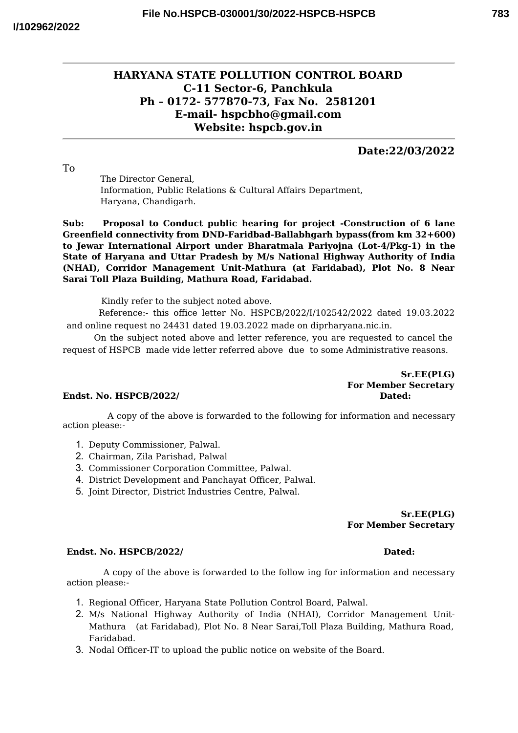# HARYANA STATE POLLUTION CONTROL BOARD

**C-11 Sector-6, Panchkula**
**Ph – 0172- 577870-73, Fax No. 2581201**
**E-mail- hspcbho@gmail.com**
**Website: hspcb.gov.in**

**Date:22/03/2022**

To

The Director General,
Information, Public Relations & Cultural Affairs Department,
Haryana, Chandigarh.

**Sub: Proposal to Conduct public hearing for project -Construction of 6 lane Greenfield connectivity from DND-Faridbad-Ballabhgarh bypass(from km 32+600) to Jewar International Airport under Bharatmala Pariyojna (Lot-4/Pkg-1) in the State of Haryana and Uttar Pradesh by M/s National Highway Authority of India (NHAI), Corridor Management Unit-Mathura (at Faridabad), Plot No. 8 Near Sarai Toll Plaza Building, Mathura Road, Faridabad.**

Kindly refer to the subject noted above.

Reference:- this office letter No. HSPCB/2022/I/102542/2022 dated 19.03.2022 and online request no 24431 dated 19.03.2022 made on diprharyana.nic.in.

On the subject noted above and letter reference, you are requested to cancel the request of HSPCB made vide letter referred above due to some Administrative reasons.

**Sr.EE(PLG)**
**For Member Secretary**

**Endst. No. HSPCB/2022/** **Dated:**

A copy of the above is forwarded to the following for information and necessary action please:-

1. Deputy Commissioner, Palwal.
2. Chairman, Zila Parishad, Palwal
3. Commissioner Corporation Committee, Palwal.
4. District Development and Panchayat Officer, Palwal.
5. Joint Director, District Industries Centre, Palwal.

**Sr.EE(PLG)**
**For Member Secretary**

**Endst. No. HSPCB/2022/** **Dated:**

A copy of the above is forwarded to the follow ing for information and necessary action please:-

1. Regional Officer, Haryana State Pollution Control Board, Palwal.
2. M/s National Highway Authority of India (NHAI), Corridor Management Unit-Mathura (at Faridabad), Plot No. 8 Near Sarai,Toll Plaza Building, Mathura Road, Faridabad.
3. Nodal Officer-IT to upload the public notice on website of the Board.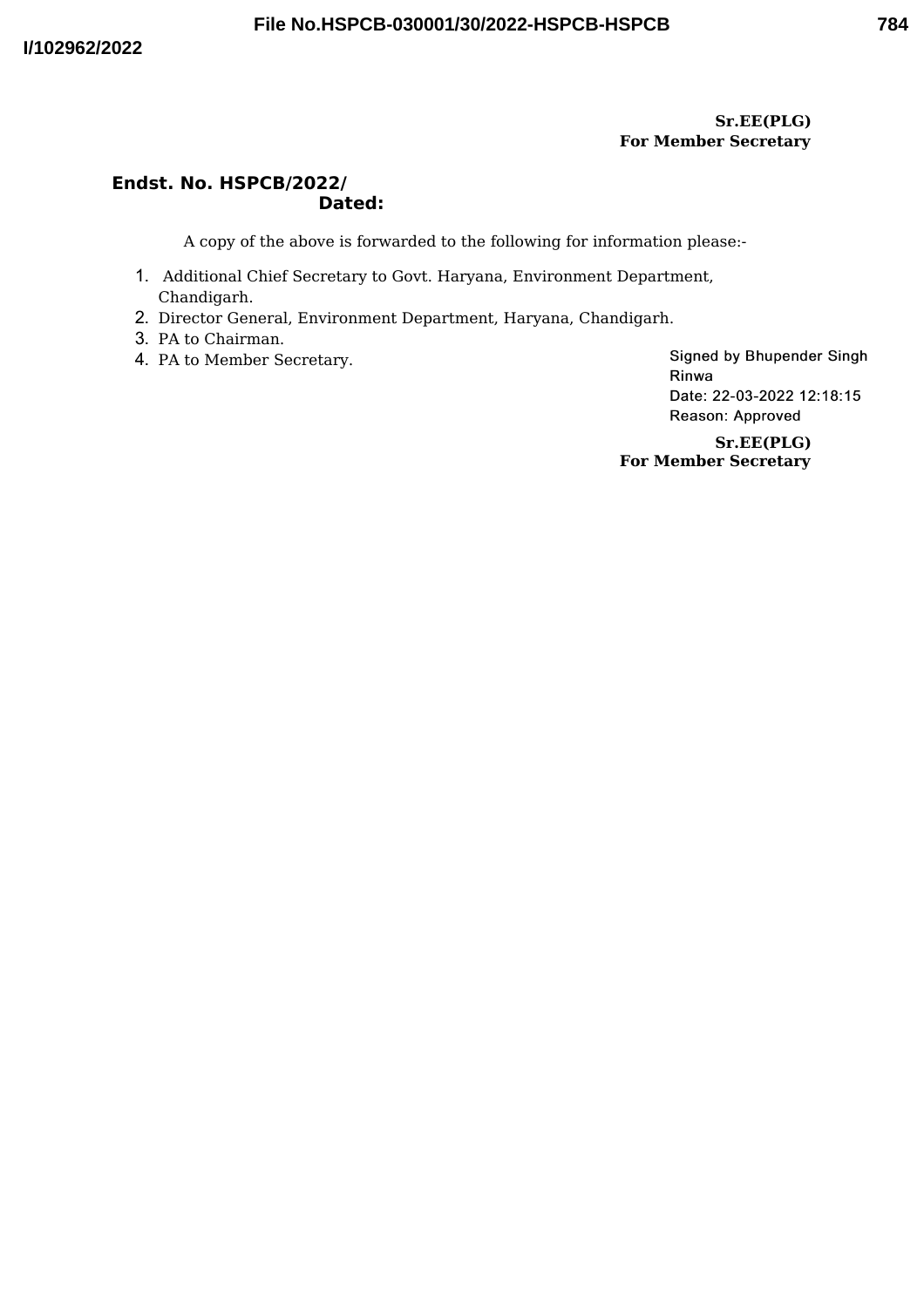**Sr.EE(PLG)**
**For Member Secretary**

**Endst. No. HSPCB/2022/**
**Dated:**

A copy of the above is forwarded to the following for information please:-

1. Additional Chief Secretary to Govt. Haryana, Environment Department, Chandigarh.
2. Director General, Environment Department, Haryana, Chandigarh.
3. PA to Chairman.
4. PA to Member Secretary.

Signed by Bhupender Singh Rinwa
Date: 22-03-2022 12:18:15
Reason: Approved

**Sr.EE(PLG)**
**For Member Secretary**